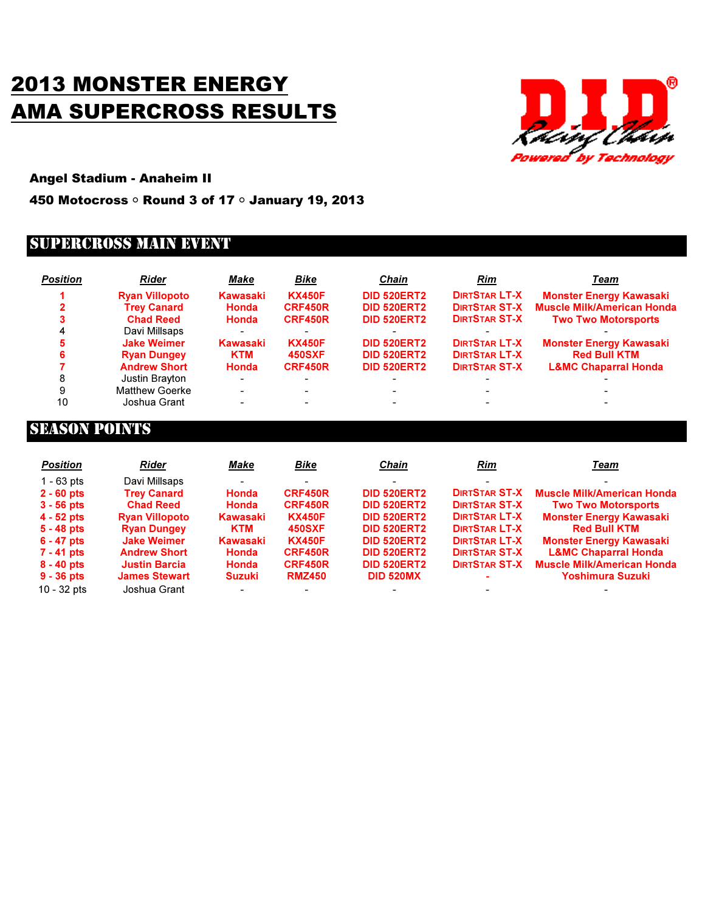# 2013 MONSTER ENERGY AMA SUPERCROSS RESULTS

**Angel Stadium - Anaheim II**

**450 Motocross ○ Round 3 of 17 ○ January 19, 2013**

## SUPERCROSS MAIN EVENT

| Position | Rider | Make | Bike | Chain | Rim | Team |
|---|---|---|---|---|---|---|
| 1 | Ryan Villopoto | Kawasaki | KX450F | DID 520ERT2 | DIRTSTAR LT-X | Monster Energy Kawasaki |
| 2 | Trey Canard | Honda | CRF450R | DID 520ERT2 | DIRTSTAR ST-X | Muscle Milk/American Honda |
| 3 | Chad Reed | Honda | CRF450R | DID 520ERT2 | DIRTSTAR ST-X | Two Two Motorsports |
| 4 | Davi Millsaps | - | - | - | - | - |
| 5 | Jake Weimer | Kawasaki | KX450F | DID 520ERT2 | DIRTSTAR LT-X | Monster Energy Kawasaki |
| 6 | Ryan Dungey | KTM | 450SXF | DID 520ERT2 | DIRTSTAR LT-X | Red Bull KTM |
| 7 | Andrew Short | Honda | CRF450R | DID 520ERT2 | DIRTSTAR ST-X | L&MC Chaparral Honda |
| 8 | Justin Brayton | - | - | - | - | - |
| 9 | Matthew Goerke | - | - | - | - | - |
| 10 | Joshua Grant | - | - | - | - | - |

## SEASON POINTS

| Position | Rider | Make | Bike | Chain | Rim | Team |
|---|---|---|---|---|---|---|
| 1 - 63 pts | Davi Millsaps | - | - | - | - | - |
| 2 - 60 pts | Trey Canard | Honda | CRF450R | DID 520ERT2 | DIRTSTAR ST-X | Muscle Milk/American Honda |
| 3 - 56 pts | Chad Reed | Honda | CRF450R | DID 520ERT2 | DIRTSTAR ST-X | Two Two Motorsports |
| 4 - 52 pts | Ryan Villopoto | Kawasaki | KX450F | DID 520ERT2 | DIRTSTAR LT-X | Monster Energy Kawasaki |
| 5 - 48 pts | Ryan Dungey | KTM | 450SXF | DID 520ERT2 | DIRTSTAR LT-X | Red Bull KTM |
| 6 - 47 pts | Jake Weimer | Kawasaki | KX450F | DID 520ERT2 | DIRTSTAR LT-X | Monster Energy Kawasaki |
| 7 - 41 pts | Andrew Short | Honda | CRF450R | DID 520ERT2 | DIRTSTAR ST-X | L&MC Chaparral Honda |
| 8 - 40 pts | Justin Barcia | Honda | CRF450R | DID 520ERT2 | DIRTSTAR ST-X | Muscle Milk/American Honda |
| 9 - 36 pts | James Stewart | Suzuki | RMZ450 | DID 520MX | - | Yoshimura Suzuki |
| 10 - 32 pts | Joshua Grant | - | - | - | - | - |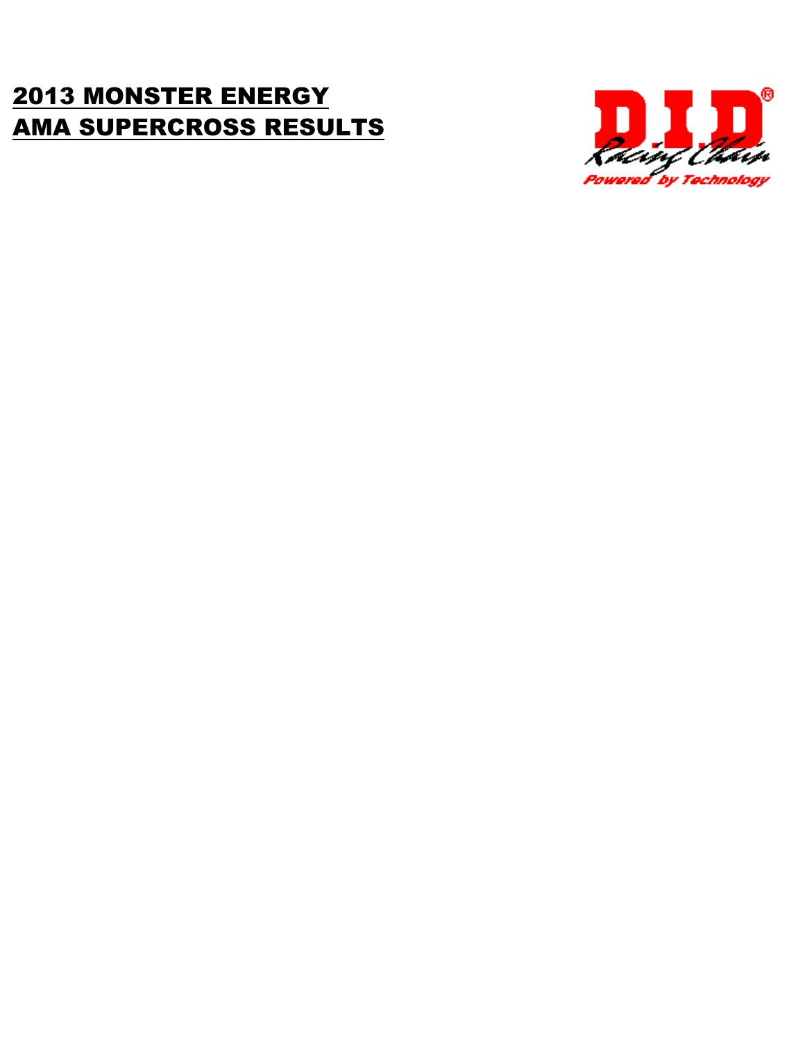# 2013 MONSTER ENERGY AMA SUPERCROSS RESULTS